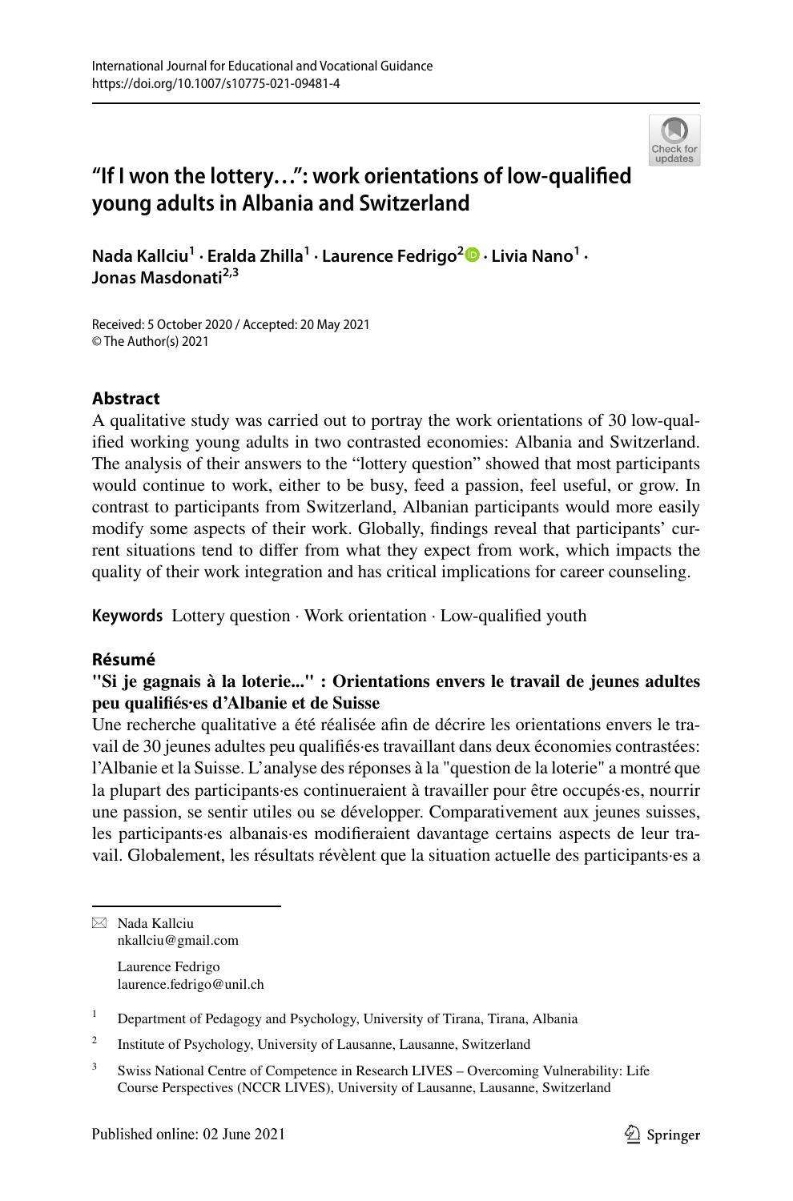# “If I won the lottery…”: work orientations of low-qualified young adults in Albania and Switzerland

**Nada Kallciu[1] · Eralda Zhilla[1] · Laurence Fedrigo[2] · Livia Nano[1] · Jonas Masdonati[2,3]**

Received: 5 October 2020 / Accepted: 20 May 2021
© The Author(s) 2021

## Abstract

A qualitative study was carried out to portray the work orientations of 30 low-qualified working young adults in two contrasted economies: Albania and Switzerland. The analysis of their answers to the “lottery question” showed that most participants would continue to work, either to be busy, feed a passion, feel useful, or grow. In contrast to participants from Switzerland, Albanian participants would more easily modify some aspects of their work. Globally, findings reveal that participants’ current situations tend to differ from what they expect from work, which impacts the quality of their work integration and has critical implications for career counseling.

**Keywords** Lottery question · Work orientation · Low-qualified youth

## Résumé

**"Si je gagnais à la loterie..." : Orientations envers le travail de jeunes adultes peu qualifiés·es d’Albanie et de Suisse**

Une recherche qualitative a été réalisée afin de décrire les orientations envers le travail de 30 jeunes adultes peu qualifiés·es travaillant dans deux économies contrastées: l’Albanie et la Suisse. L’analyse des réponses à la "question de la loterie" a montré que la plupart des participants·es continueraient à travailler pour être occupés·es, nourrir une passion, se sentir utiles ou se développer. Comparativement aux jeunes suisses, les participants·es albanais·es modifieraient davantage certains aspects de leur travail. Globalement, les résultats révèlent que la situation actuelle des participants·es a

---

✉ Nada Kallciu
nkallciu@gmail.com

Laurence Fedrigo
laurence.fedrigo@unil.ch

[1] Department of Pedagogy and Psychology, University of Tirana, Tirana, Albania

[2] Institute of Psychology, University of Lausanne, Lausanne, Switzerland

[3] Swiss National Centre of Competence in Research LIVES – Overcoming Vulnerability: Life Course Perspectives (NCCR LIVES), University of Lausanne, Lausanne, Switzerland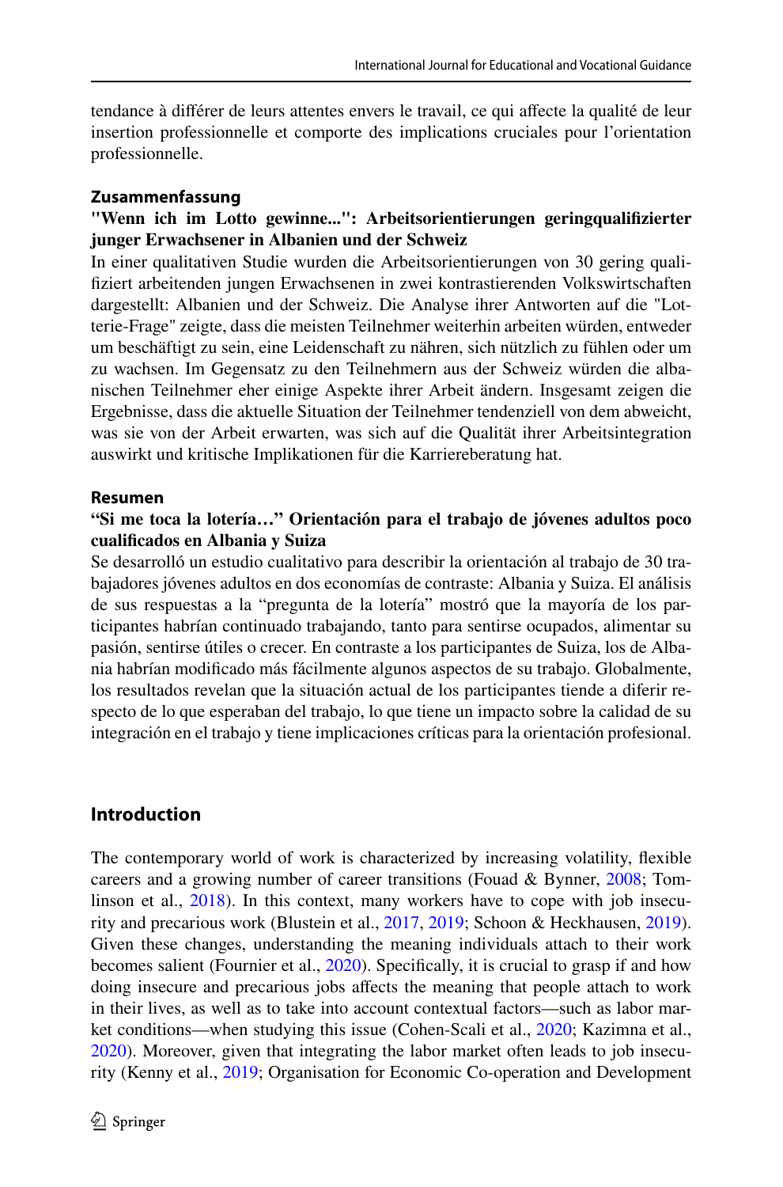tendance à différer de leurs attentes envers le travail, ce qui affecte la qualité de leur insertion professionnelle et comporte des implications cruciales pour l'orientation professionnelle.

**Zusammenfassung**

**"Wenn ich im Lotto gewinne...": Arbeitsorientierungen geringqualifizierter junger Erwachsener in Albanien und der Schweiz**

In einer qualitativen Studie wurden die Arbeitsorientierungen von 30 gering qualifiziert arbeitenden jungen Erwachsenen in zwei kontrastierenden Volkswirtschaften dargestellt: Albanien und der Schweiz. Die Analyse ihrer Antworten auf die "Lotterie-Frage" zeigte, dass die meisten Teilnehmer weiterhin arbeiten würden, entweder um beschäftigt zu sein, eine Leidenschaft zu nähren, sich nützlich zu fühlen oder um zu wachsen. Im Gegensatz zu den Teilnehmern aus der Schweiz würden die albanischen Teilnehmer eher einige Aspekte ihrer Arbeit ändern. Insgesamt zeigen die Ergebnisse, dass die aktuelle Situation der Teilnehmer tendenziell von dem abweicht, was sie von der Arbeit erwarten, was sich auf die Qualität ihrer Arbeitsintegration auswirkt und kritische Implikationen für die Karriereberatung hat.

**Resumen**

**"Si me toca la lotería…" Orientación para el trabajo de jóvenes adultos poco cualificados en Albania y Suiza**

Se desarrolló un estudio cualitativo para describir la orientación al trabajo de 30 trabajadores jóvenes adultos en dos economías de contraste: Albania y Suiza. El análisis de sus respuestas a la "pregunta de la lotería" mostró que la mayoría de los participantes habrían continuado trabajando, tanto para sentirse ocupados, alimentar su pasión, sentirse útiles o crecer. En contraste a los participantes de Suiza, los de Albania habrían modificado más fácilmente algunos aspectos de su trabajo. Globalmente, los resultados revelan que la situación actual de los participantes tiende a diferir respecto de lo que esperaban del trabajo, lo que tiene un impacto sobre la calidad de su integración en el trabajo y tiene implicaciones críticas para la orientación profesional.

## Introduction

The contemporary world of work is characterized by increasing volatility, flexible careers and a growing number of career transitions (Fouad & Bynner, 2008; Tomlinson et al., 2018). In this context, many workers have to cope with job insecurity and precarious work (Blustein et al., 2017, 2019; Schoon & Heckhausen, 2019). Given these changes, understanding the meaning individuals attach to their work becomes salient (Fournier et al., 2020). Specifically, it is crucial to grasp if and how doing insecure and precarious jobs affects the meaning that people attach to work in their lives, as well as to take into account contextual factors—such as labor market conditions—when studying this issue (Cohen-Scali et al., 2020; Kazimna et al., 2020). Moreover, given that integrating the labor market often leads to job insecurity (Kenny et al., 2019; Organisation for Economic Co-operation and Development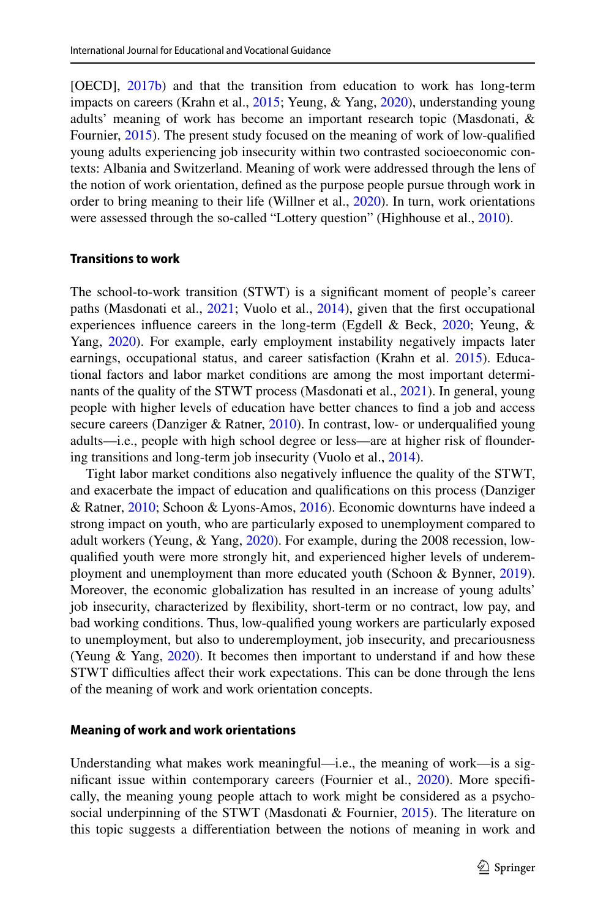[OECD], 2017b) and that the transition from education to work has long-term impacts on careers (Krahn et al., 2015; Yeung, & Yang, 2020), understanding young adults' meaning of work has become an important research topic (Masdonati, & Fournier, 2015). The present study focused on the meaning of work of low-qualified young adults experiencing job insecurity within two contrasted socioeconomic contexts: Albania and Switzerland. Meaning of work were addressed through the lens of the notion of work orientation, defined as the purpose people pursue through work in order to bring meaning to their life (Willner et al., 2020). In turn, work orientations were assessed through the so-called "Lottery question" (Highhouse et al., 2010).

### Transitions to work

The school-to-work transition (STWT) is a significant moment of people's career paths (Masdonati et al., 2021; Vuolo et al., 2014), given that the first occupational experiences influence careers in the long-term (Egdell & Beck, 2020; Yeung, & Yang, 2020). For example, early employment instability negatively impacts later earnings, occupational status, and career satisfaction (Krahn et al. 2015). Educational factors and labor market conditions are among the most important determinants of the quality of the STWT process (Masdonati et al., 2021). In general, young people with higher levels of education have better chances to find a job and access secure careers (Danziger & Ratner, 2010). In contrast, low- or underqualified young adults—i.e., people with high school degree or less—are at higher risk of floundering transitions and long-term job insecurity (Vuolo et al., 2014).

Tight labor market conditions also negatively influence the quality of the STWT, and exacerbate the impact of education and qualifications on this process (Danziger & Ratner, 2010; Schoon & Lyons-Amos, 2016). Economic downturns have indeed a strong impact on youth, who are particularly exposed to unemployment compared to adult workers (Yeung, & Yang, 2020). For example, during the 2008 recession, low-qualified youth were more strongly hit, and experienced higher levels of underemployment and unemployment than more educated youth (Schoon & Bynner, 2019). Moreover, the economic globalization has resulted in an increase of young adults' job insecurity, characterized by flexibility, short-term or no contract, low pay, and bad working conditions. Thus, low-qualified young workers are particularly exposed to unemployment, but also to underemployment, job insecurity, and precariousness (Yeung & Yang, 2020). It becomes then important to understand if and how these STWT difficulties affect their work expectations. This can be done through the lens of the meaning of work and work orientation concepts.

### Meaning of work and work orientations

Understanding what makes work meaningful—i.e., the meaning of work—is a significant issue within contemporary careers (Fournier et al., 2020). More specifically, the meaning young people attach to work might be considered as a psychosocial underpinning of the STWT (Masdonati & Fournier, 2015). The literature on this topic suggests a differentiation between the notions of meaning in work and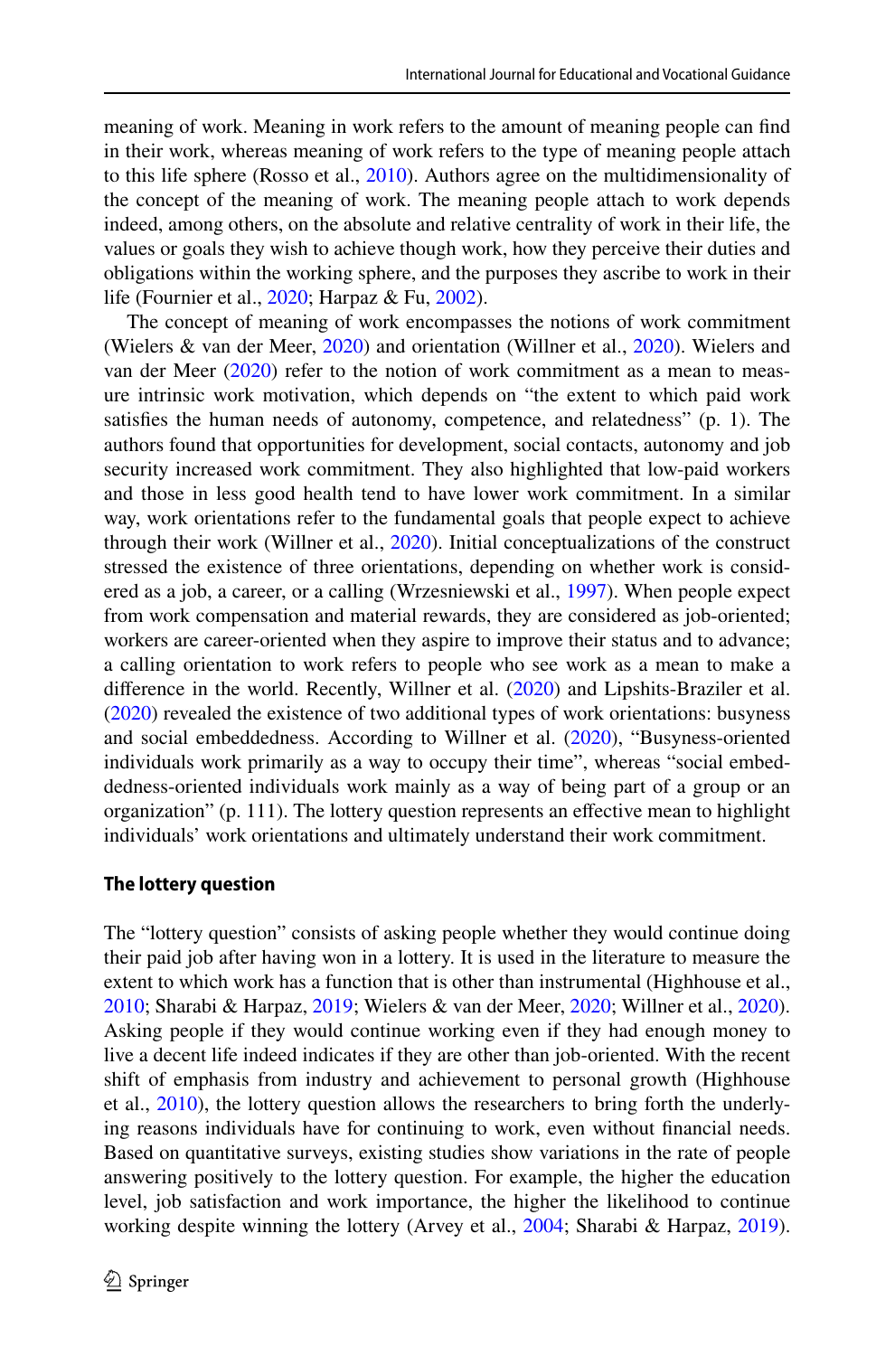meaning of work. Meaning in work refers to the amount of meaning people can find in their work, whereas meaning of work refers to the type of meaning people attach to this life sphere (Rosso et al., 2010). Authors agree on the multidimensionality of the concept of the meaning of work. The meaning people attach to work depends indeed, among others, on the absolute and relative centrality of work in their life, the values or goals they wish to achieve though work, how they perceive their duties and obligations within the working sphere, and the purposes they ascribe to work in their life (Fournier et al., 2020; Harpaz & Fu, 2002).

The concept of meaning of work encompasses the notions of work commitment (Wielers & van der Meer, 2020) and orientation (Willner et al., 2020). Wielers and van der Meer (2020) refer to the notion of work commitment as a mean to measure intrinsic work motivation, which depends on "the extent to which paid work satisfies the human needs of autonomy, competence, and relatedness" (p. 1). The authors found that opportunities for development, social contacts, autonomy and job security increased work commitment. They also highlighted that low-paid workers and those in less good health tend to have lower work commitment. In a similar way, work orientations refer to the fundamental goals that people expect to achieve through their work (Willner et al., 2020). Initial conceptualizations of the construct stressed the existence of three orientations, depending on whether work is considered as a job, a career, or a calling (Wrzesniewski et al., 1997). When people expect from work compensation and material rewards, they are considered as job-oriented; workers are career-oriented when they aspire to improve their status and to advance; a calling orientation to work refers to people who see work as a mean to make a difference in the world. Recently, Willner et al. (2020) and Lipshits-Braziler et al. (2020) revealed the existence of two additional types of work orientations: busyness and social embeddedness. According to Willner et al. (2020), "Busyness-oriented individuals work primarily as a way to occupy their time", whereas "social embeddedness-oriented individuals work mainly as a way of being part of a group or an organization" (p. 111). The lottery question represents an effective mean to highlight individuals' work orientations and ultimately understand their work commitment.

## The lottery question

The "lottery question" consists of asking people whether they would continue doing their paid job after having won in a lottery. It is used in the literature to measure the extent to which work has a function that is other than instrumental (Highhouse et al., 2010; Sharabi & Harpaz, 2019; Wielers & van der Meer, 2020; Willner et al., 2020). Asking people if they would continue working even if they had enough money to live a decent life indeed indicates if they are other than job-oriented. With the recent shift of emphasis from industry and achievement to personal growth (Highhouse et al., 2010), the lottery question allows the researchers to bring forth the underlying reasons individuals have for continuing to work, even without financial needs. Based on quantitative surveys, existing studies show variations in the rate of people answering positively to the lottery question. For example, the higher the education level, job satisfaction and work importance, the higher the likelihood to continue working despite winning the lottery (Arvey et al., 2004; Sharabi & Harpaz, 2019).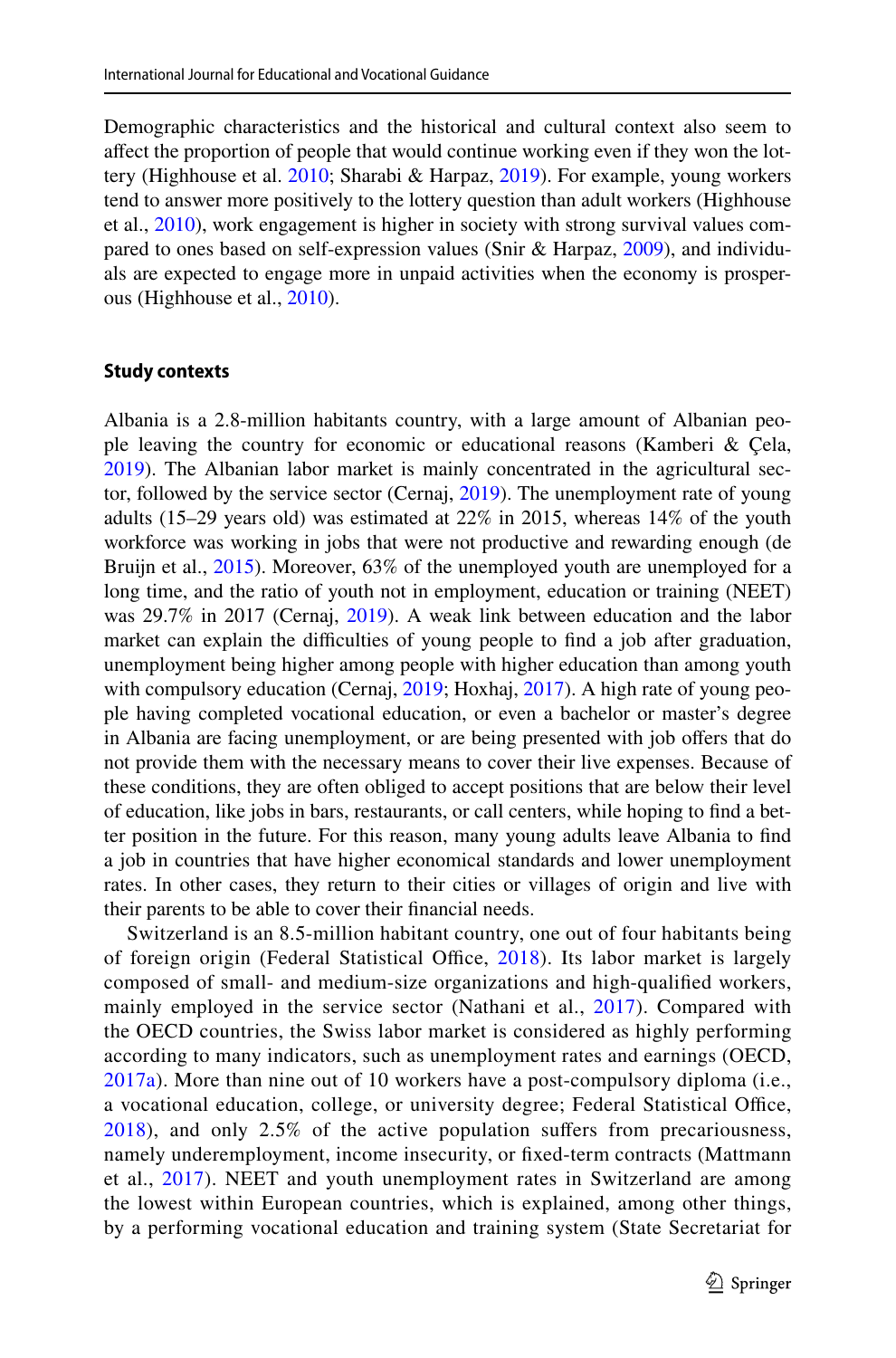Demographic characteristics and the historical and cultural context also seem to affect the proportion of people that would continue working even if they won the lottery (Highhouse et al. 2010; Sharabi & Harpaz, 2019). For example, young workers tend to answer more positively to the lottery question than adult workers (Highhouse et al., 2010), work engagement is higher in society with strong survival values compared to ones based on self-expression values (Snir & Harpaz, 2009), and individuals are expected to engage more in unpaid activities when the economy is prosperous (Highhouse et al., 2010).

### Study contexts

Albania is a 2.8-million habitants country, with a large amount of Albanian people leaving the country for economic or educational reasons (Kamberi & Çela, 2019). The Albanian labor market is mainly concentrated in the agricultural sector, followed by the service sector (Cernaj, 2019). The unemployment rate of young adults (15–29 years old) was estimated at 22% in 2015, whereas 14% of the youth workforce was working in jobs that were not productive and rewarding enough (de Bruijn et al., 2015). Moreover, 63% of the unemployed youth are unemployed for a long time, and the ratio of youth not in employment, education or training (NEET) was 29.7% in 2017 (Cernaj, 2019). A weak link between education and the labor market can explain the difficulties of young people to find a job after graduation, unemployment being higher among people with higher education than among youth with compulsory education (Cernaj, 2019; Hoxhaj, 2017). A high rate of young people having completed vocational education, or even a bachelor or master's degree in Albania are facing unemployment, or are being presented with job offers that do not provide them with the necessary means to cover their live expenses. Because of these conditions, they are often obliged to accept positions that are below their level of education, like jobs in bars, restaurants, or call centers, while hoping to find a better position in the future. For this reason, many young adults leave Albania to find a job in countries that have higher economical standards and lower unemployment rates. In other cases, they return to their cities or villages of origin and live with their parents to be able to cover their financial needs.

Switzerland is an 8.5-million habitant country, one out of four habitants being of foreign origin (Federal Statistical Office, 2018). Its labor market is largely composed of small- and medium-size organizations and high-qualified workers, mainly employed in the service sector (Nathani et al., 2017). Compared with the OECD countries, the Swiss labor market is considered as highly performing according to many indicators, such as unemployment rates and earnings (OECD, 2017a). More than nine out of 10 workers have a post-compulsory diploma (i.e., a vocational education, college, or university degree; Federal Statistical Office, 2018), and only 2.5% of the active population suffers from precariousness, namely underemployment, income insecurity, or fixed-term contracts (Mattmann et al., 2017). NEET and youth unemployment rates in Switzerland are among the lowest within European countries, which is explained, among other things, by a performing vocational education and training system (State Secretariat for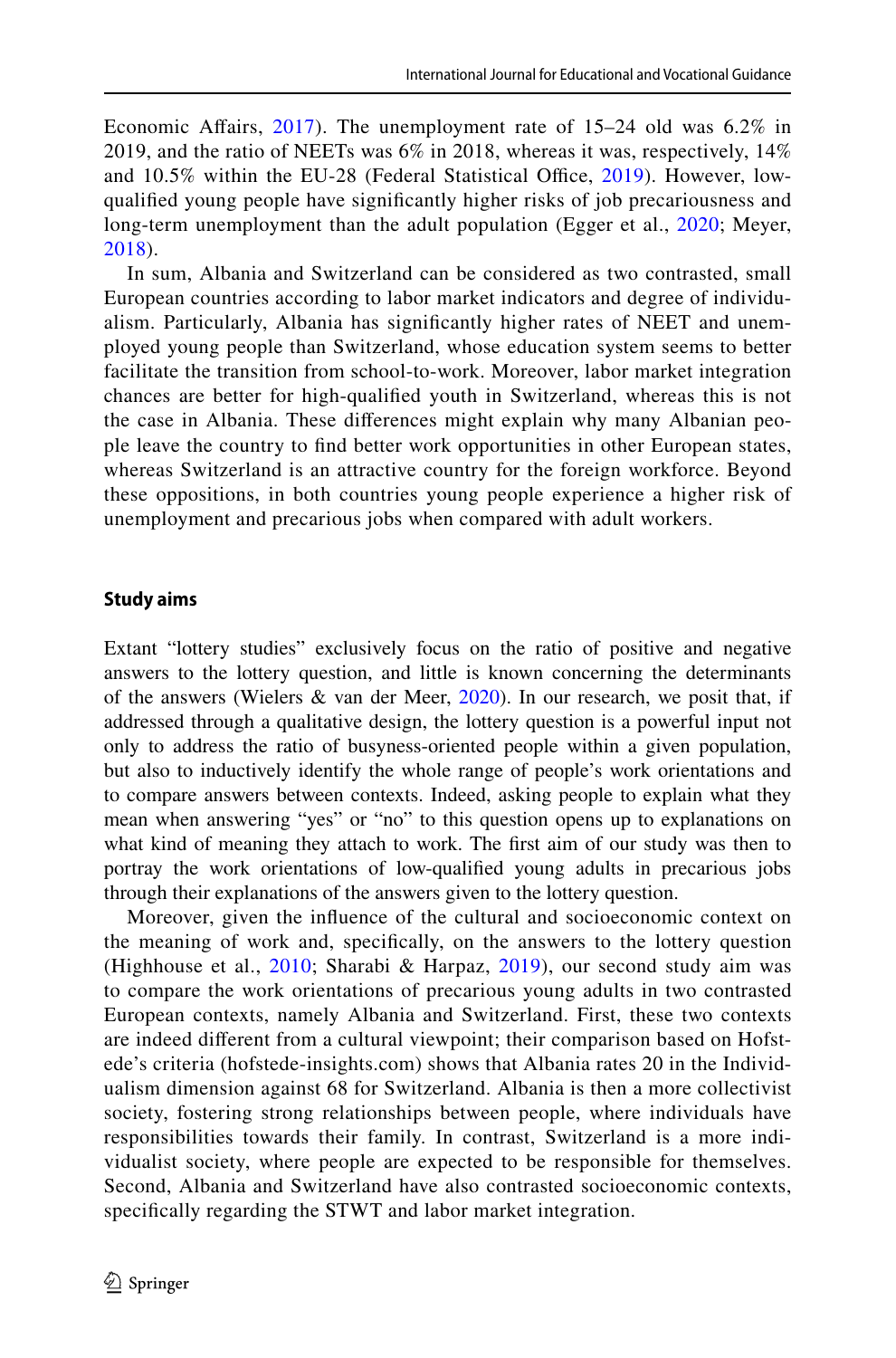Economic Affairs, 2017). The unemployment rate of 15–24 old was 6.2% in 2019, and the ratio of NEETs was 6% in 2018, whereas it was, respectively, 14% and 10.5% within the EU-28 (Federal Statistical Office, 2019). However, low-qualified young people have significantly higher risks of job precariousness and long-term unemployment than the adult population (Egger et al., 2020; Meyer, 2018).

In sum, Albania and Switzerland can be considered as two contrasted, small European countries according to labor market indicators and degree of individualism. Particularly, Albania has significantly higher rates of NEET and unemployed young people than Switzerland, whose education system seems to better facilitate the transition from school-to-work. Moreover, labor market integration chances are better for high-qualified youth in Switzerland, whereas this is not the case in Albania. These differences might explain why many Albanian people leave the country to find better work opportunities in other European states, whereas Switzerland is an attractive country for the foreign workforce. Beyond these oppositions, in both countries young people experience a higher risk of unemployment and precarious jobs when compared with adult workers.

### Study aims

Extant "lottery studies" exclusively focus on the ratio of positive and negative answers to the lottery question, and little is known concerning the determinants of the answers (Wielers & van der Meer, 2020). In our research, we posit that, if addressed through a qualitative design, the lottery question is a powerful input not only to address the ratio of busyness-oriented people within a given population, but also to inductively identify the whole range of people's work orientations and to compare answers between contexts. Indeed, asking people to explain what they mean when answering "yes" or "no" to this question opens up to explanations on what kind of meaning they attach to work. The first aim of our study was then to portray the work orientations of low-qualified young adults in precarious jobs through their explanations of the answers given to the lottery question.

Moreover, given the influence of the cultural and socioeconomic context on the meaning of work and, specifically, on the answers to the lottery question (Highhouse et al., 2010; Sharabi & Harpaz, 2019), our second study aim was to compare the work orientations of precarious young adults in two contrasted European contexts, namely Albania and Switzerland. First, these two contexts are indeed different from a cultural viewpoint; their comparison based on Hofstede's criteria (hofstede-insights.com) shows that Albania rates 20 in the Individualism dimension against 68 for Switzerland. Albania is then a more collectivist society, fostering strong relationships between people, where individuals have responsibilities towards their family. In contrast, Switzerland is a more individualist society, where people are expected to be responsible for themselves. Second, Albania and Switzerland have also contrasted socioeconomic contexts, specifically regarding the STWT and labor market integration.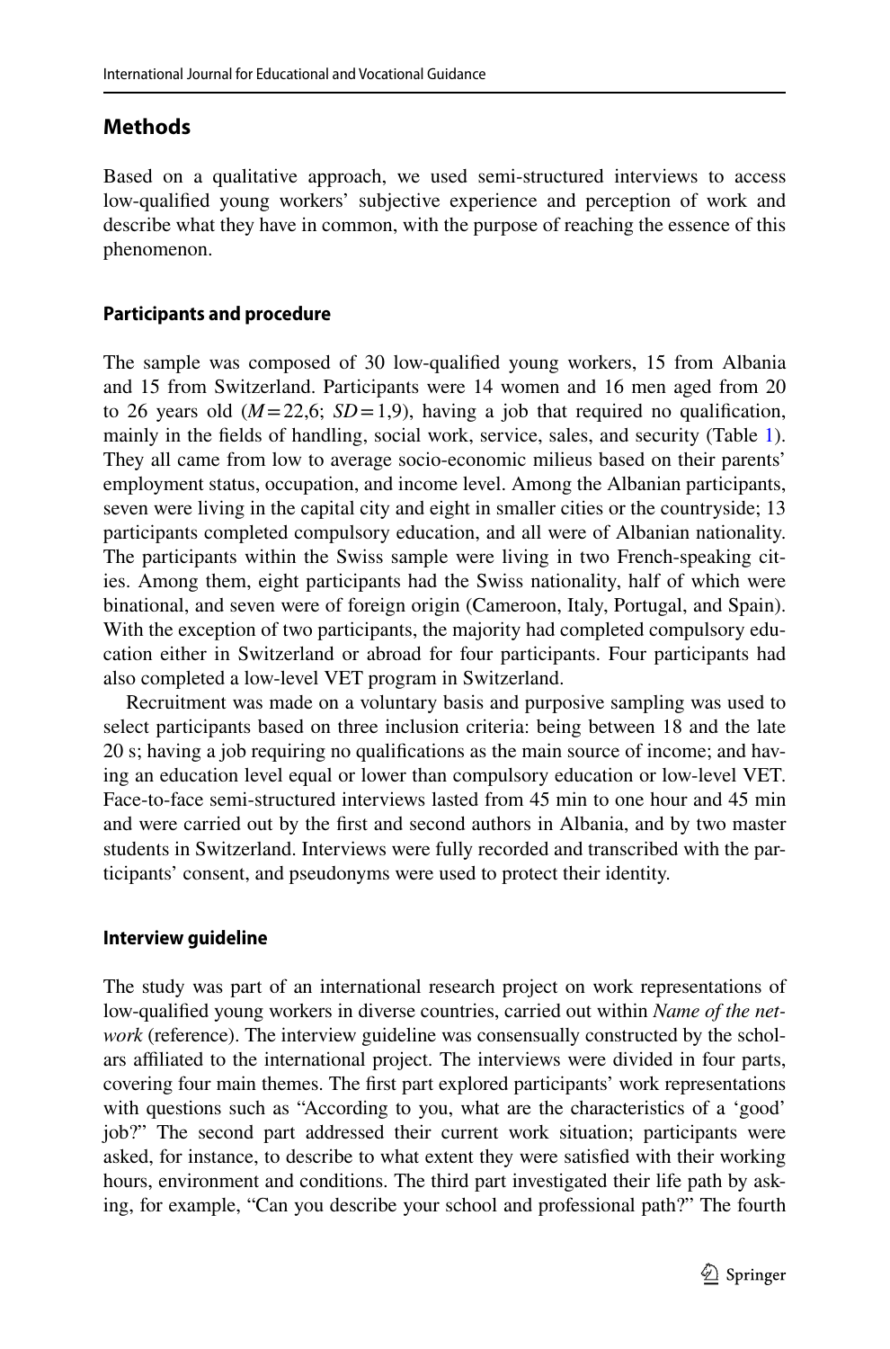## Methods

Based on a qualitative approach, we used semi-structured interviews to access low-qualified young workers' subjective experience and perception of work and describe what they have in common, with the purpose of reaching the essence of this phenomenon.

### Participants and procedure

The sample was composed of 30 low-qualified young workers, 15 from Albania and 15 from Switzerland. Participants were 14 women and 16 men aged from 20 to 26 years old ($M = 22{,}6$; $SD = 1{,}9$), having a job that required no qualification, mainly in the fields of handling, social work, service, sales, and security (Table 1). They all came from low to average socio-economic milieus based on their parents' employment status, occupation, and income level. Among the Albanian participants, seven were living in the capital city and eight in smaller cities or the countryside; 13 participants completed compulsory education, and all were of Albanian nationality. The participants within the Swiss sample were living in two French-speaking cities. Among them, eight participants had the Swiss nationality, half of which were binational, and seven were of foreign origin (Cameroon, Italy, Portugal, and Spain). With the exception of two participants, the majority had completed compulsory education either in Switzerland or abroad for four participants. Four participants had also completed a low-level VET program in Switzerland.

Recruitment was made on a voluntary basis and purposive sampling was used to select participants based on three inclusion criteria: being between 18 and the late 20 s; having a job requiring no qualifications as the main source of income; and having an education level equal or lower than compulsory education or low-level VET. Face-to-face semi-structured interviews lasted from 45 min to one hour and 45 min and were carried out by the first and second authors in Albania, and by two master students in Switzerland. Interviews were fully recorded and transcribed with the participants' consent, and pseudonyms were used to protect their identity.

### Interview guideline

The study was part of an international research project on work representations of low-qualified young workers in diverse countries, carried out within *Name of the network* (reference). The interview guideline was consensually constructed by the scholars affiliated to the international project. The interviews were divided in four parts, covering four main themes. The first part explored participants' work representations with questions such as "According to you, what are the characteristics of a 'good' job?" The second part addressed their current work situation; participants were asked, for instance, to describe to what extent they were satisfied with their working hours, environment and conditions. The third part investigated their life path by asking, for example, "Can you describe your school and professional path?" The fourth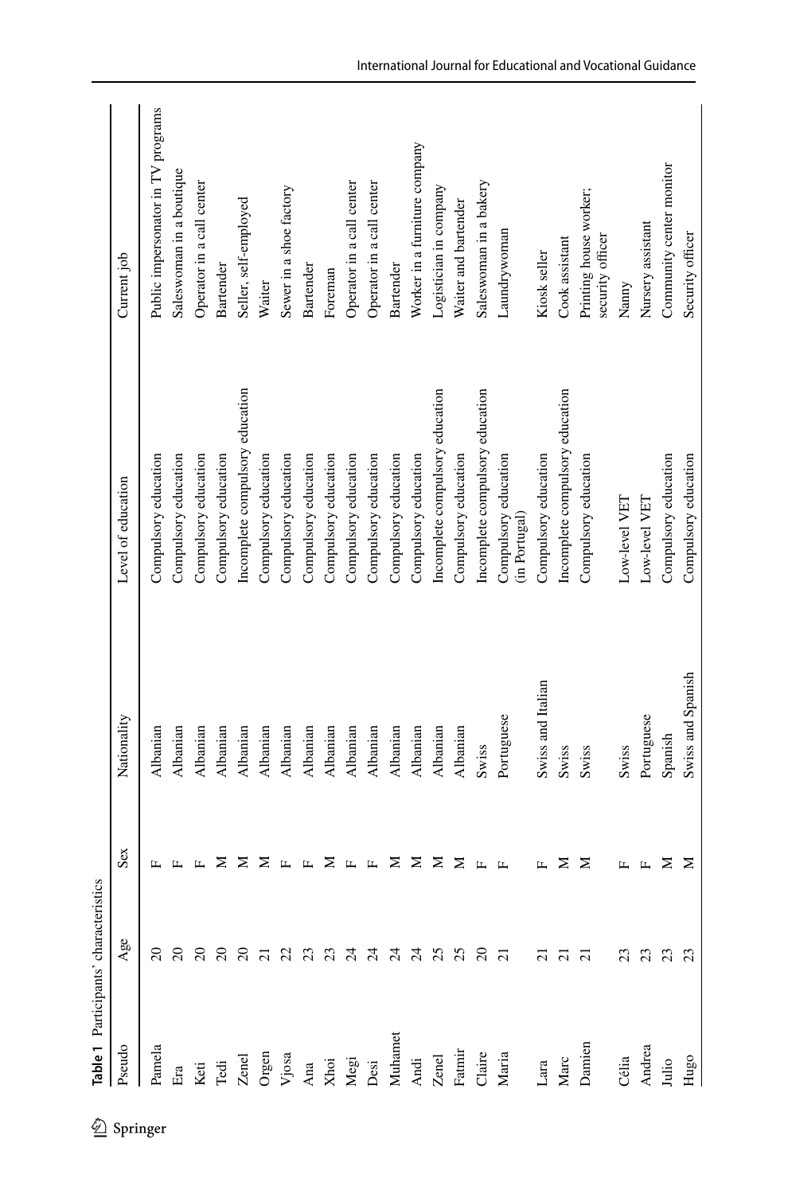**Table 1** Participants' characteristics

| Pseudo | Age | Sex | Nationality | Level of education | Current job |
|---|---|---|---|---|---|
| Pamela | 20 | F | Albanian | Compulsory education | Public impersonator in TV programs |
| Era | 20 | F | Albanian | Compulsory education | Saleswoman in a boutique |
| Keti | 20 | F | Albanian | Compulsory education | Operator in a call center |
| Tedi | 20 | M | Albanian | Compulsory education | Bartender |
| Zenel | 20 | M | Albanian | Incomplete compulsory education | Seller, self-employed |
| Orgen | 21 | M | Albanian | Compulsory education | Waiter |
| Vjosa | 22 | F | Albanian | Compulsory education | Sewer in a shoe factory |
| Ana | 23 | F | Albanian | Compulsory education | Bartender |
| Xhoi | 23 | M | Albanian | Compulsory education | Foreman |
| Megi | 24 | F | Albanian | Compulsory education | Operator in a call center |
| Desi | 24 | F | Albanian | Compulsory education | Operator in a call center |
| Muhamet | 24 | M | Albanian | Compulsory education | Bartender |
| Andi | 24 | M | Albanian | Compulsory education | Worker in a furniture company |
| Zenel | 25 | M | Albanian | Incomplete compulsory education | Logistician in company |
| Fatmir | 25 | M | Albanian | Compulsory education | Waiter and bartender |
| Claire | 20 | F | Swiss | Incomplete compulsory education | Saleswoman in a bakery |
| Maria | 21 | F | Portuguese | Compulsory education (in Portugal) | Laundrywoman |
| Lara | 21 | F | Swiss and Italian | Compulsory education | Kiosk seller |
| Marc | 21 | M | Swiss | Incomplete compulsory education | Cook assistant |
| Damien | 21 | M | Swiss | Compulsory education | Printing house worker; security officer |
| Célia | 23 | F | Swiss | Low-level VET | Nanny |
| Andrea | 23 | F | Portuguese | Low-level VET | Nursery assistant |
| Julio | 23 | M | Spanish | Compulsory education | Community center monitor |
| Hugo | 23 | M | Swiss and Spanish | Compulsory education | Security officer |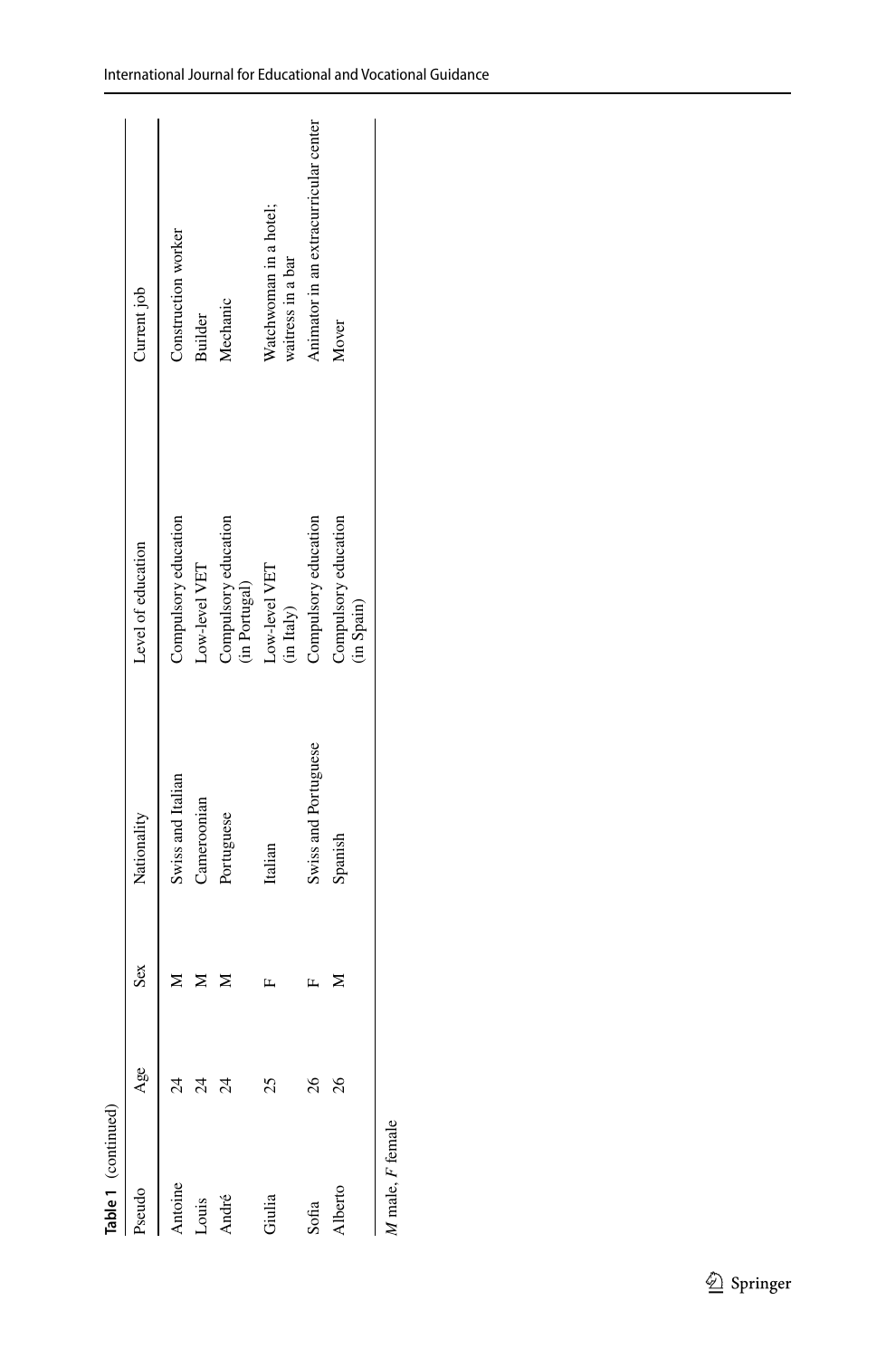**Table 1** (continued)

| Pseudo | Age | Sex | Nationality | Level of education | Current job |
|---|---|---|---|---|---|
| Antoine | 24 | M | Swiss and Italian | Compulsory education | Construction worker |
| Louis | 24 | M | Cameroonian | Low-level VET | Builder |
| André | 24 | M | Portuguese | Compulsory education (in Portugal) | Mechanic |
| Giulia | 25 | F | Italian | Low-level VET (in Italy) | Watchwoman in a hotel; waitress in a bar |
| Sofia | 26 | F | Swiss and Portuguese | Compulsory education | Animator in an extracurricular center |
| Alberto | 26 | M | Spanish | Compulsory education (in Spain) | Mover |

*M* male, *F* female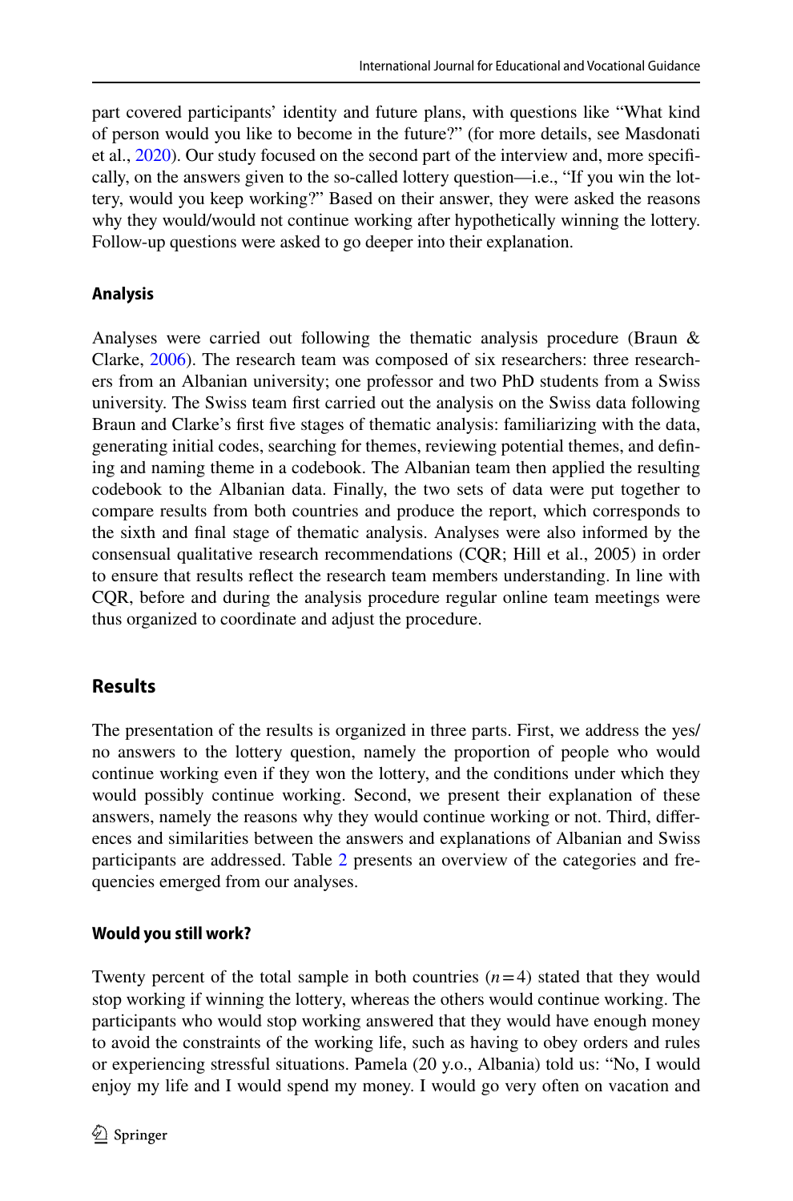part covered participants' identity and future plans, with questions like "What kind of person would you like to become in the future?" (for more details, see Masdonati et al., 2020). Our study focused on the second part of the interview and, more specifically, on the answers given to the so-called lottery question—i.e., "If you win the lottery, would you keep working?" Based on their answer, they were asked the reasons why they would/would not continue working after hypothetically winning the lottery. Follow-up questions were asked to go deeper into their explanation.

### Analysis

Analyses were carried out following the thematic analysis procedure (Braun & Clarke, 2006). The research team was composed of six researchers: three researchers from an Albanian university; one professor and two PhD students from a Swiss university. The Swiss team first carried out the analysis on the Swiss data following Braun and Clarke's first five stages of thematic analysis: familiarizing with the data, generating initial codes, searching for themes, reviewing potential themes, and defining and naming theme in a codebook. The Albanian team then applied the resulting codebook to the Albanian data. Finally, the two sets of data were put together to compare results from both countries and produce the report, which corresponds to the sixth and final stage of thematic analysis. Analyses were also informed by the consensual qualitative research recommendations (CQR; Hill et al., 2005) in order to ensure that results reflect the research team members understanding. In line with CQR, before and during the analysis procedure regular online team meetings were thus organized to coordinate and adjust the procedure.

## Results

The presentation of the results is organized in three parts. First, we address the yes/no answers to the lottery question, namely the proportion of people who would continue working even if they won the lottery, and the conditions under which they would possibly continue working. Second, we present their explanation of these answers, namely the reasons why they would continue working or not. Third, differences and similarities between the answers and explanations of Albanian and Swiss participants are addressed. Table 2 presents an overview of the categories and frequencies emerged from our analyses.

### Would you still work?

Twenty percent of the total sample in both countries ($n = 4$) stated that they would stop working if winning the lottery, whereas the others would continue working. The participants who would stop working answered that they would have enough money to avoid the constraints of the working life, such as having to obey orders and rules or experiencing stressful situations. Pamela (20 y.o., Albania) told us: "No, I would enjoy my life and I would spend my money. I would go very often on vacation and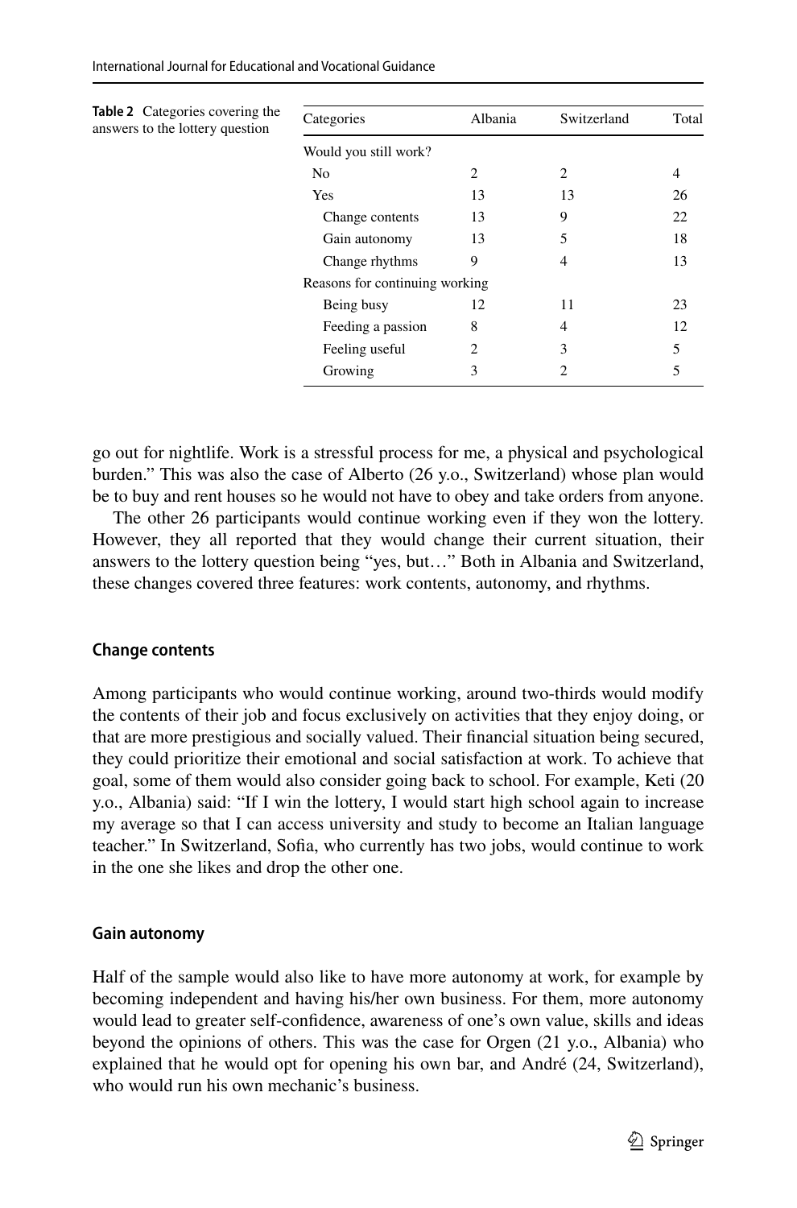**Table 2** Categories covering the answers to the lottery question

| Categories | Albania | Switzerland | Total |
|---|---|---|---|
| Would you still work? | | | |
| No | 2 | 2 | 4 |
| Yes | 13 | 13 | 26 |
| Change contents | 13 | 9 | 22 |
| Gain autonomy | 13 | 5 | 18 |
| Change rhythms | 9 | 4 | 13 |
| Reasons for continuing working | | | |
| Being busy | 12 | 11 | 23 |
| Feeding a passion | 8 | 4 | 12 |
| Feeling useful | 2 | 3 | 5 |
| Growing | 3 | 2 | 5 |

go out for nightlife. Work is a stressful process for me, a physical and psychological burden." This was also the case of Alberto (26 y.o., Switzerland) whose plan would be to buy and rent houses so he would not have to obey and take orders from anyone.

The other 26 participants would continue working even if they won the lottery. However, they all reported that they would change their current situation, their answers to the lottery question being "yes, but…" Both in Albania and Switzerland, these changes covered three features: work contents, autonomy, and rhythms.

### Change contents

Among participants who would continue working, around two-thirds would modify the contents of their job and focus exclusively on activities that they enjoy doing, or that are more prestigious and socially valued. Their financial situation being secured, they could prioritize their emotional and social satisfaction at work. To achieve that goal, some of them would also consider going back to school. For example, Keti (20 y.o., Albania) said: "If I win the lottery, I would start high school again to increase my average so that I can access university and study to become an Italian language teacher." In Switzerland, Sofia, who currently has two jobs, would continue to work in the one she likes and drop the other one.

### Gain autonomy

Half of the sample would also like to have more autonomy at work, for example by becoming independent and having his/her own business. For them, more autonomy would lead to greater self-confidence, awareness of one's own value, skills and ideas beyond the opinions of others. This was the case for Orgen (21 y.o., Albania) who explained that he would opt for opening his own bar, and André (24, Switzerland), who would run his own mechanic's business.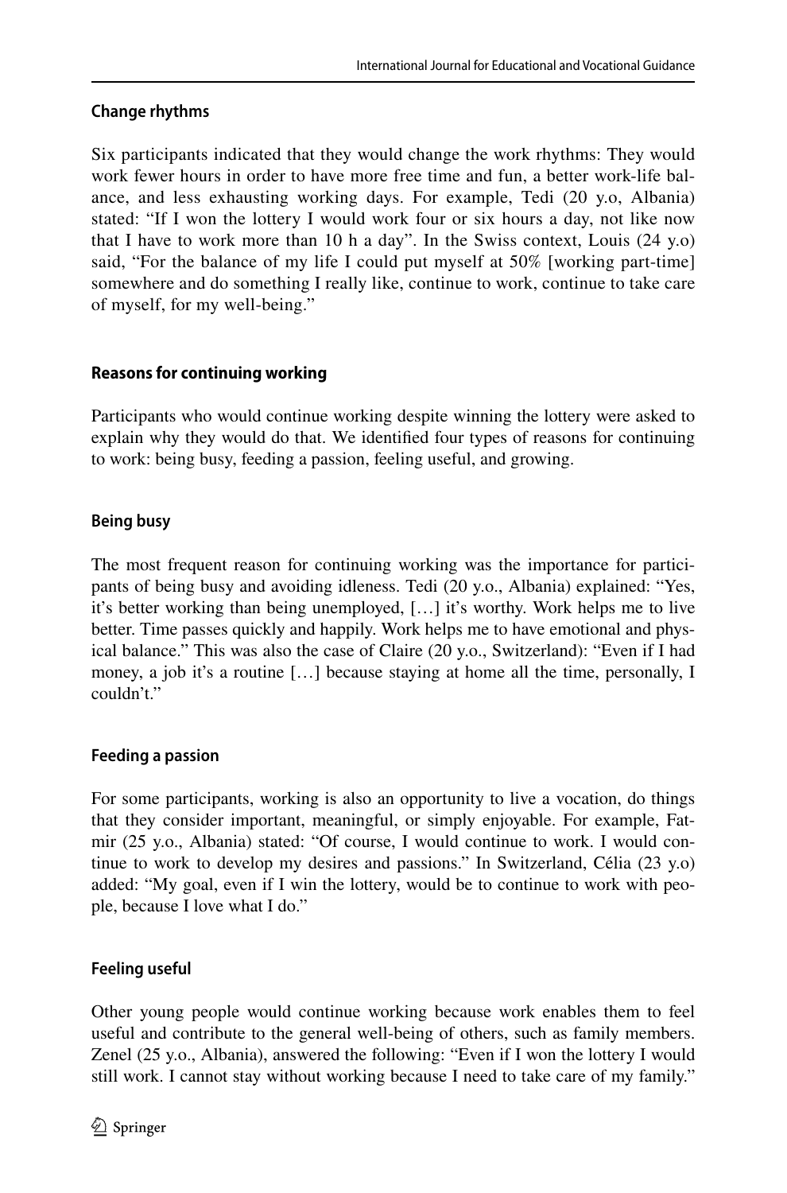#### Change rhythms

Six participants indicated that they would change the work rhythms: They would work fewer hours in order to have more free time and fun, a better work-life balance, and less exhausting working days. For example, Tedi (20 y.o, Albania) stated: "If I won the lottery I would work four or six hours a day, not like now that I have to work more than 10 h a day". In the Swiss context, Louis (24 y.o) said, "For the balance of my life I could put myself at 50% [working part-time] somewhere and do something I really like, continue to work, continue to take care of myself, for my well-being."

### Reasons for continuing working

Participants who would continue working despite winning the lottery were asked to explain why they would do that. We identified four types of reasons for continuing to work: being busy, feeding a passion, feeling useful, and growing.

#### Being busy

The most frequent reason for continuing working was the importance for participants of being busy and avoiding idleness. Tedi (20 y.o., Albania) explained: "Yes, it's better working than being unemployed, […] it's worthy. Work helps me to live better. Time passes quickly and happily. Work helps me to have emotional and physical balance." This was also the case of Claire (20 y.o., Switzerland): "Even if I had money, a job it's a routine […] because staying at home all the time, personally, I couldn't."

#### Feeding a passion

For some participants, working is also an opportunity to live a vocation, do things that they consider important, meaningful, or simply enjoyable. For example, Fatmir (25 y.o., Albania) stated: "Of course, I would continue to work. I would continue to work to develop my desires and passions." In Switzerland, Célia (23 y.o) added: "My goal, even if I win the lottery, would be to continue to work with people, because I love what I do."

#### Feeling useful

Other young people would continue working because work enables them to feel useful and contribute to the general well-being of others, such as family members. Zenel (25 y.o., Albania), answered the following: "Even if I won the lottery I would still work. I cannot stay without working because I need to take care of my family."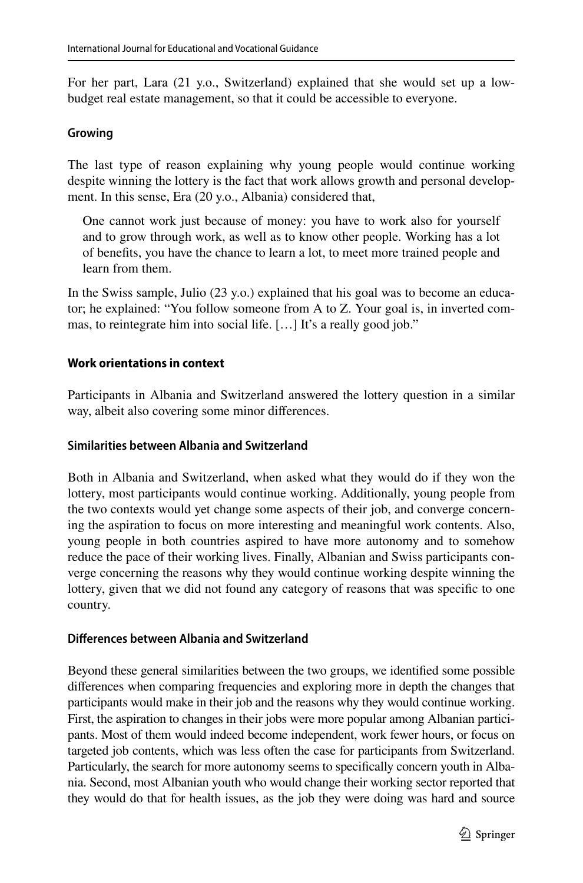For her part, Lara (21 y.o., Switzerland) explained that she would set up a low-budget real estate management, so that it could be accessible to everyone.

#### Growing

The last type of reason explaining why young people would continue working despite winning the lottery is the fact that work allows growth and personal development. In this sense, Era (20 y.o., Albania) considered that,

> One cannot work just because of money: you have to work also for yourself and to grow through work, as well as to know other people. Working has a lot of benefits, you have the chance to learn a lot, to meet more trained people and learn from them.

In the Swiss sample, Julio (23 y.o.) explained that his goal was to become an educator; he explained: "You follow someone from A to Z. Your goal is, in inverted commas, to reintegrate him into social life. […] It's a really good job."

### Work orientations in context

Participants in Albania and Switzerland answered the lottery question in a similar way, albeit also covering some minor differences.

#### Similarities between Albania and Switzerland

Both in Albania and Switzerland, when asked what they would do if they won the lottery, most participants would continue working. Additionally, young people from the two contexts would yet change some aspects of their job, and converge concerning the aspiration to focus on more interesting and meaningful work contents. Also, young people in both countries aspired to have more autonomy and to somehow reduce the pace of their working lives. Finally, Albanian and Swiss participants converge concerning the reasons why they would continue working despite winning the lottery, given that we did not found any category of reasons that was specific to one country.

#### Differences between Albania and Switzerland

Beyond these general similarities between the two groups, we identified some possible differences when comparing frequencies and exploring more in depth the changes that participants would make in their job and the reasons why they would continue working. First, the aspiration to changes in their jobs were more popular among Albanian participants. Most of them would indeed become independent, work fewer hours, or focus on targeted job contents, which was less often the case for participants from Switzerland. Particularly, the search for more autonomy seems to specifically concern youth in Albania. Second, most Albanian youth who would change their working sector reported that they would do that for health issues, as the job they were doing was hard and source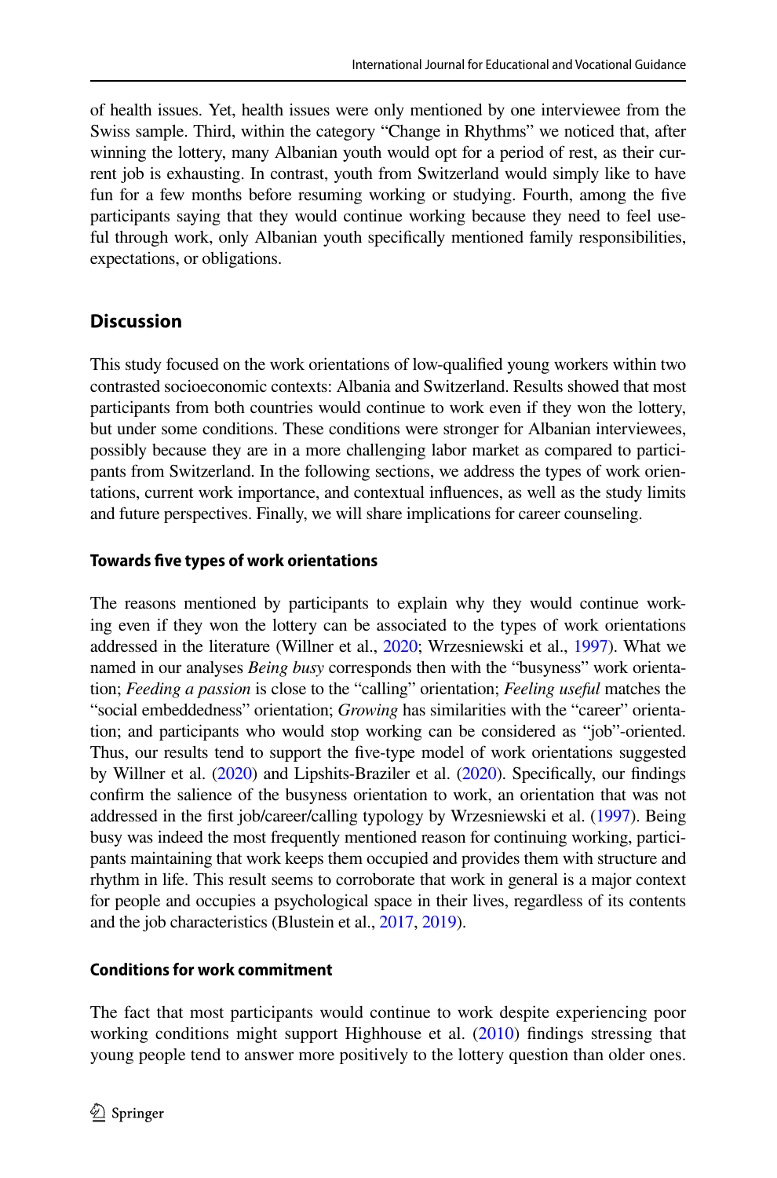of health issues. Yet, health issues were only mentioned by one interviewee from the Swiss sample. Third, within the category "Change in Rhythms" we noticed that, after winning the lottery, many Albanian youth would opt for a period of rest, as their current job is exhausting. In contrast, youth from Switzerland would simply like to have fun for a few months before resuming working or studying. Fourth, among the five participants saying that they would continue working because they need to feel useful through work, only Albanian youth specifically mentioned family responsibilities, expectations, or obligations.

## Discussion

This study focused on the work orientations of low-qualified young workers within two contrasted socioeconomic contexts: Albania and Switzerland. Results showed that most participants from both countries would continue to work even if they won the lottery, but under some conditions. These conditions were stronger for Albanian interviewees, possibly because they are in a more challenging labor market as compared to participants from Switzerland. In the following sections, we address the types of work orientations, current work importance, and contextual influences, as well as the study limits and future perspectives. Finally, we will share implications for career counseling.

### Towards five types of work orientations

The reasons mentioned by participants to explain why they would continue working even if they won the lottery can be associated to the types of work orientations addressed in the literature (Willner et al., 2020; Wrzesniewski et al., 1997). What we named in our analyses *Being busy* corresponds then with the "busyness" work orientation; *Feeding a passion* is close to the "calling" orientation; *Feeling useful* matches the "social embeddedness" orientation; *Growing* has similarities with the "career" orientation; and participants who would stop working can be considered as "job"-oriented. Thus, our results tend to support the five-type model of work orientations suggested by Willner et al. (2020) and Lipshits-Braziler et al. (2020). Specifically, our findings confirm the salience of the busyness orientation to work, an orientation that was not addressed in the first job/career/calling typology by Wrzesniewski et al. (1997). Being busy was indeed the most frequently mentioned reason for continuing working, participants maintaining that work keeps them occupied and provides them with structure and rhythm in life. This result seems to corroborate that work in general is a major context for people and occupies a psychological space in their lives, regardless of its contents and the job characteristics (Blustein et al., 2017, 2019).

### Conditions for work commitment

The fact that most participants would continue to work despite experiencing poor working conditions might support Highhouse et al. (2010) findings stressing that young people tend to answer more positively to the lottery question than older ones.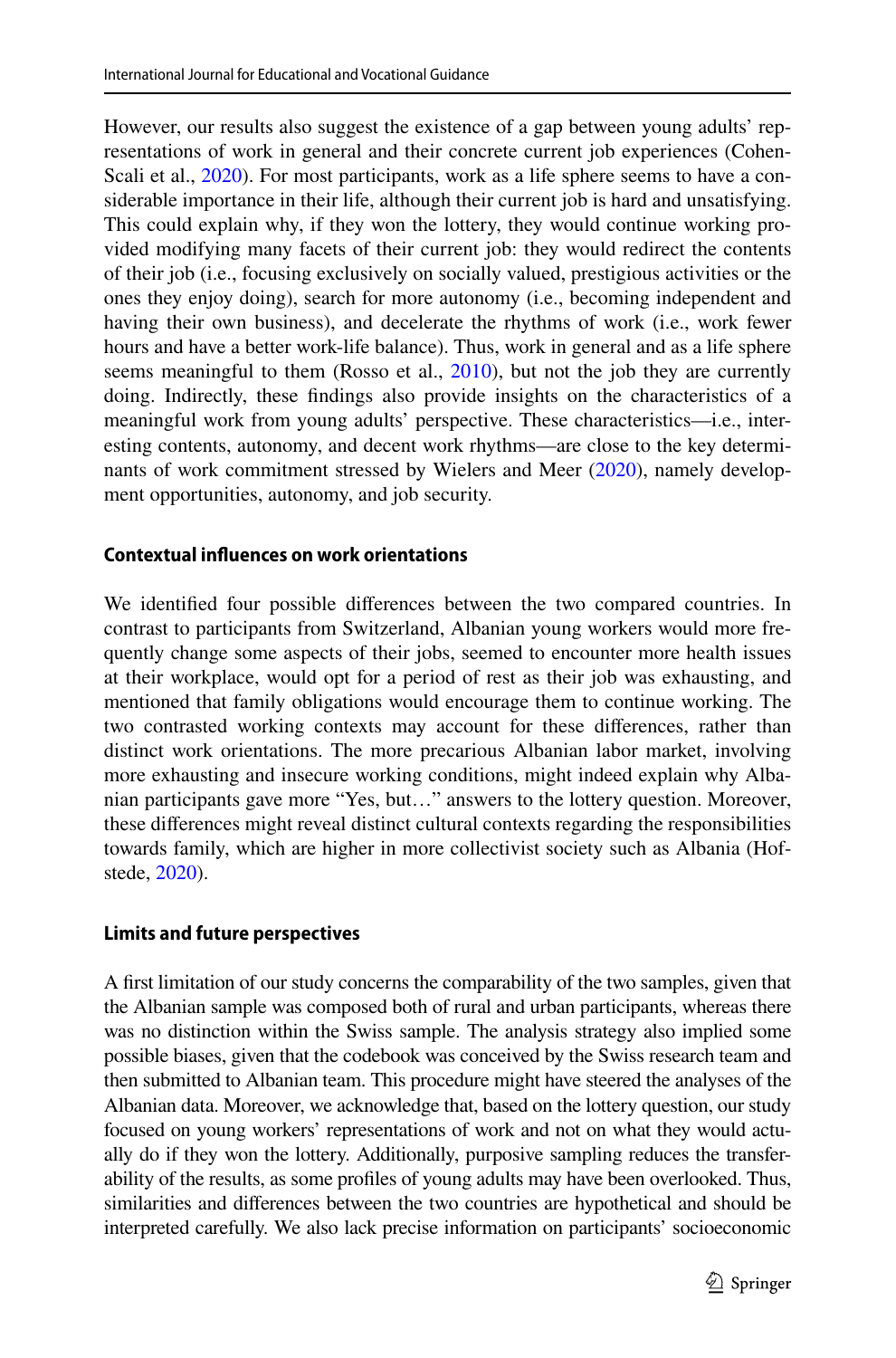However, our results also suggest the existence of a gap between young adults' representations of work in general and their concrete current job experiences (Cohen-Scali et al., 2020). For most participants, work as a life sphere seems to have a considerable importance in their life, although their current job is hard and unsatisfying. This could explain why, if they won the lottery, they would continue working provided modifying many facets of their current job: they would redirect the contents of their job (i.e., focusing exclusively on socially valued, prestigious activities or the ones they enjoy doing), search for more autonomy (i.e., becoming independent and having their own business), and decelerate the rhythms of work (i.e., work fewer hours and have a better work-life balance). Thus, work in general and as a life sphere seems meaningful to them (Rosso et al., 2010), but not the job they are currently doing. Indirectly, these findings also provide insights on the characteristics of a meaningful work from young adults' perspective. These characteristics—i.e., interesting contents, autonomy, and decent work rhythms—are close to the key determinants of work commitment stressed by Wielers and Meer (2020), namely development opportunities, autonomy, and job security.

### Contextual influences on work orientations

We identified four possible differences between the two compared countries. In contrast to participants from Switzerland, Albanian young workers would more frequently change some aspects of their jobs, seemed to encounter more health issues at their workplace, would opt for a period of rest as their job was exhausting, and mentioned that family obligations would encourage them to continue working. The two contrasted working contexts may account for these differences, rather than distinct work orientations. The more precarious Albanian labor market, involving more exhausting and insecure working conditions, might indeed explain why Albanian participants gave more "Yes, but…" answers to the lottery question. Moreover, these differences might reveal distinct cultural contexts regarding the responsibilities towards family, which are higher in more collectivist society such as Albania (Hofstede, 2020).

### Limits and future perspectives

A first limitation of our study concerns the comparability of the two samples, given that the Albanian sample was composed both of rural and urban participants, whereas there was no distinction within the Swiss sample. The analysis strategy also implied some possible biases, given that the codebook was conceived by the Swiss research team and then submitted to Albanian team. This procedure might have steered the analyses of the Albanian data. Moreover, we acknowledge that, based on the lottery question, our study focused on young workers' representations of work and not on what they would actually do if they won the lottery. Additionally, purposive sampling reduces the transferability of the results, as some profiles of young adults may have been overlooked. Thus, similarities and differences between the two countries are hypothetical and should be interpreted carefully. We also lack precise information on participants' socioeconomic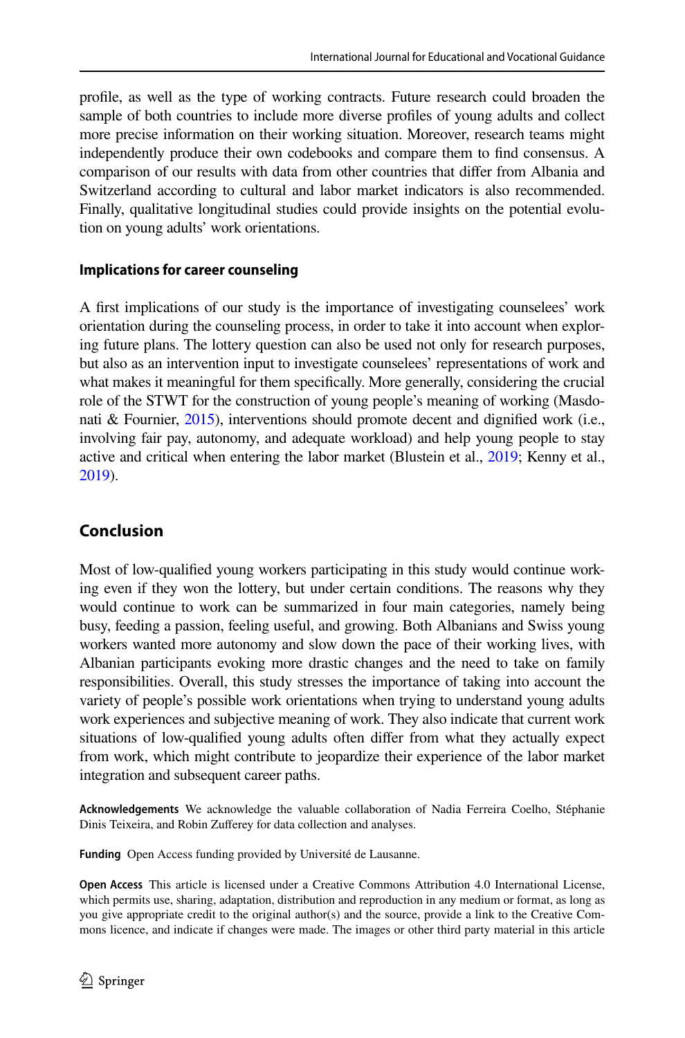profile, as well as the type of working contracts. Future research could broaden the sample of both countries to include more diverse profiles of young adults and collect more precise information on their working situation. Moreover, research teams might independently produce their own codebooks and compare them to find consensus. A comparison of our results with data from other countries that differ from Albania and Switzerland according to cultural and labor market indicators is also recommended. Finally, qualitative longitudinal studies could provide insights on the potential evolution on young adults' work orientations.

### Implications for career counseling

A first implications of our study is the importance of investigating counselees' work orientation during the counseling process, in order to take it into account when exploring future plans. The lottery question can also be used not only for research purposes, but also as an intervention input to investigate counselees' representations of work and what makes it meaningful for them specifically. More generally, considering the crucial role of the STWT for the construction of young people's meaning of working (Masdonati & Fournier, 2015), interventions should promote decent and dignified work (i.e., involving fair pay, autonomy, and adequate workload) and help young people to stay active and critical when entering the labor market (Blustein et al., 2019; Kenny et al., 2019).

## Conclusion

Most of low-qualified young workers participating in this study would continue working even if they won the lottery, but under certain conditions. The reasons why they would continue to work can be summarized in four main categories, namely being busy, feeding a passion, feeling useful, and growing. Both Albanians and Swiss young workers wanted more autonomy and slow down the pace of their working lives, with Albanian participants evoking more drastic changes and the need to take on family responsibilities. Overall, this study stresses the importance of taking into account the variety of people's possible work orientations when trying to understand young adults work experiences and subjective meaning of work. They also indicate that current work situations of low-qualified young adults often differ from what they actually expect from work, which might contribute to jeopardize their experience of the labor market integration and subsequent career paths.

**Acknowledgements** We acknowledge the valuable collaboration of Nadia Ferreira Coelho, Stéphanie Dinis Teixeira, and Robin Zufferey for data collection and analyses.

**Funding** Open Access funding provided by Université de Lausanne.

**Open Access** This article is licensed under a Creative Commons Attribution 4.0 International License, which permits use, sharing, adaptation, distribution and reproduction in any medium or format, as long as you give appropriate credit to the original author(s) and the source, provide a link to the Creative Commons licence, and indicate if changes were made. The images or other third party material in this article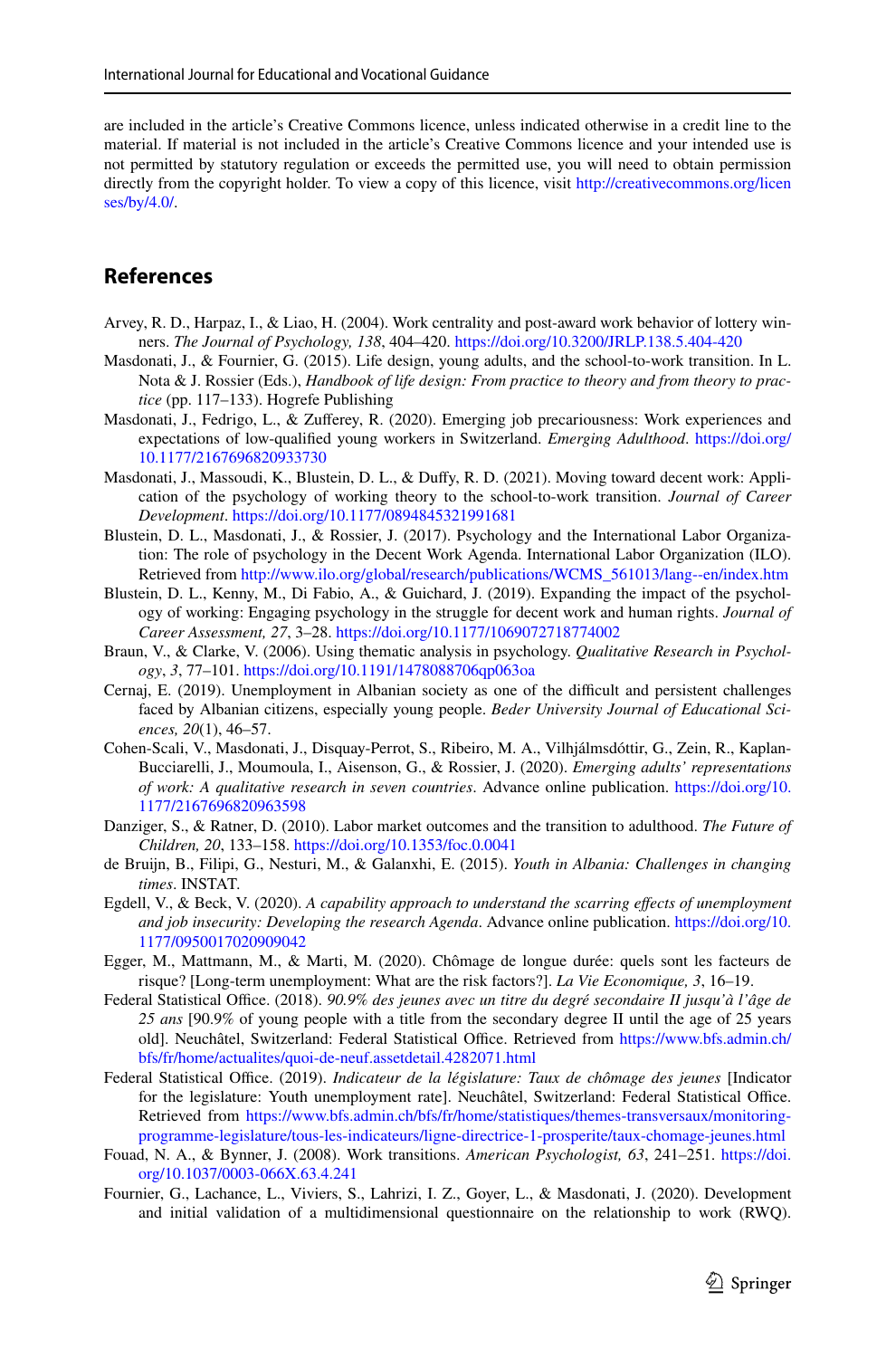are included in the article's Creative Commons licence, unless indicated otherwise in a credit line to the material. If material is not included in the article's Creative Commons licence and your intended use is not permitted by statutory regulation or exceeds the permitted use, you will need to obtain permission directly from the copyright holder. To view a copy of this licence, visit http://creativecommons.org/licenses/by/4.0/.

## References

Arvey, R. D., Harpaz, I., & Liao, H. (2004). Work centrality and post-award work behavior of lottery winners. *The Journal of Psychology, 138*, 404–420. https://doi.org/10.3200/JRLP.138.5.404-420

Masdonati, J., & Fournier, G. (2015). Life design, young adults, and the school-to-work transition. In L. Nota & J. Rossier (Eds.), *Handbook of life design: From practice to theory and from theory to practice* (pp. 117–133). Hogrefe Publishing

Masdonati, J., Fedrigo, L., & Zufferey, R. (2020). Emerging job precariousness: Work experiences and expectations of low-qualified young workers in Switzerland. *Emerging Adulthood*. https://doi.org/10.1177/2167696820933730

Masdonati, J., Massoudi, K., Blustein, D. L., & Duffy, R. D. (2021). Moving toward decent work: Application of the psychology of working theory to the school-to-work transition. *Journal of Career Development*. https://doi.org/10.1177/0894845321991681

Blustein, D. L., Masdonati, J., & Rossier, J. (2017). Psychology and the International Labor Organization: The role of psychology in the Decent Work Agenda. International Labor Organization (ILO). Retrieved from http://www.ilo.org/global/research/publications/WCMS_561013/lang--en/index.htm

Blustein, D. L., Kenny, M., Di Fabio, A., & Guichard, J. (2019). Expanding the impact of the psychology of working: Engaging psychology in the struggle for decent work and human rights. *Journal of Career Assessment, 27*, 3–28. https://doi.org/10.1177/1069072718774002

Braun, V., & Clarke, V. (2006). Using thematic analysis in psychology. *Qualitative Research in Psychology*, *3*, 77–101. https://doi.org/10.1191/1478088706qp063oa

Cernaj, E. (2019). Unemployment in Albanian society as one of the difficult and persistent challenges faced by Albanian citizens, especially young people. *Beder University Journal of Educational Sciences, 20*(1), 46–57.

Cohen-Scali, V., Masdonati, J., Disquay-Perrot, S., Ribeiro, M. A., Vilhjálmsdóttir, G., Zein, R., Kaplan-Bucciarelli, J., Moumoula, I., Aisenson, G., & Rossier, J. (2020). *Emerging adults' representations of work: A qualitative research in seven countries*. Advance online publication. https://doi.org/10.1177/2167696820963598

Danziger, S., & Ratner, D. (2010). Labor market outcomes and the transition to adulthood. *The Future of Children, 20*, 133–158. https://doi.org/10.1353/foc.0.0041

de Bruijn, B., Filipi, G., Nesturi, M., & Galanxhi, E. (2015). *Youth in Albania: Challenges in changing times*. INSTAT.

Egdell, V., & Beck, V. (2020). *A capability approach to understand the scarring effects of unemployment and job insecurity: Developing the research Agenda*. Advance online publication. https://doi.org/10.1177/0950017020909042

Egger, M., Mattmann, M., & Marti, M. (2020). Chômage de longue durée: quels sont les facteurs de risque? [Long-term unemployment: What are the risk factors?]. *La Vie Economique, 3*, 16–19.

Federal Statistical Office. (2018). *90.9% des jeunes avec un titre du degré secondaire II jusqu'à l'âge de 25 ans* [90.9% of young people with a title from the secondary degree II until the age of 25 years old]. Neuchâtel, Switzerland: Federal Statistical Office. Retrieved from https://www.bfs.admin.ch/bfs/fr/home/actualites/quoi-de-neuf.assetdetail.4282071.html

Federal Statistical Office. (2019). *Indicateur de la législature: Taux de chômage des jeunes* [Indicator for the legislature: Youth unemployment rate]. Neuchâtel, Switzerland: Federal Statistical Office. Retrieved from https://www.bfs.admin.ch/bfs/fr/home/statistiques/themes-transversaux/monitoring-programme-legislature/tous-les-indicateurs/ligne-directrice-1-prosperite/taux-chomage-jeunes.html

Fouad, N. A., & Bynner, J. (2008). Work transitions. *American Psychologist, 63*, 241–251. https://doi.org/10.1037/0003-066X.63.4.241

Fournier, G., Lachance, L., Viviers, S., Lahrizi, I. Z., Goyer, L., & Masdonati, J. (2020). Development and initial validation of a multidimensional questionnaire on the relationship to work (RWQ).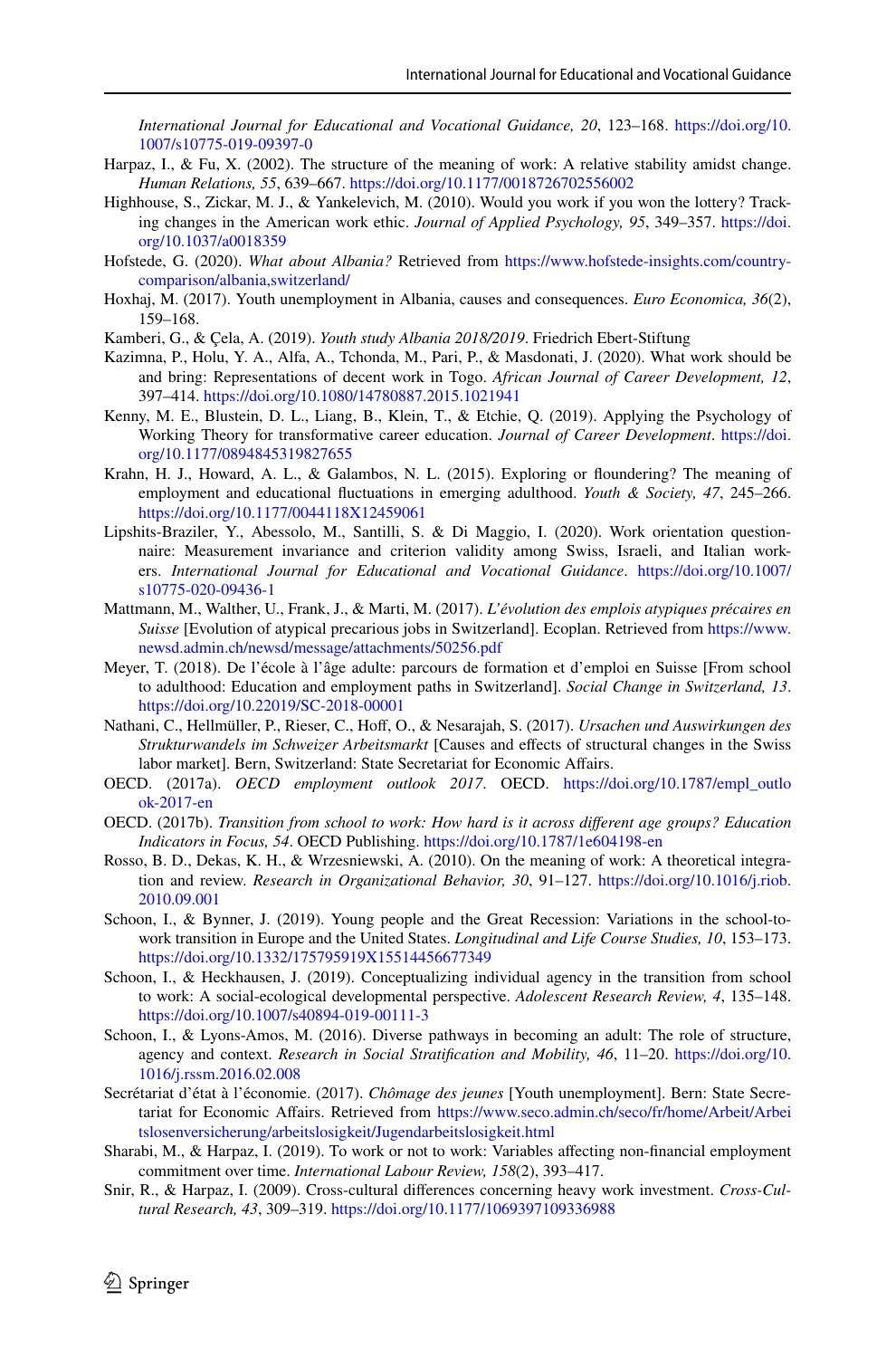*International Journal for Educational and Vocational Guidance, 20*, 123–168. https://doi.org/10.1007/s10775-019-09397-0

Harpaz, I., & Fu, X. (2002). The structure of the meaning of work: A relative stability amidst change. *Human Relations, 55*, 639–667. https://doi.org/10.1177/0018726702556002

Highhouse, S., Zickar, M. J., & Yankelevich, M. (2010). Would you work if you won the lottery? Tracking changes in the American work ethic. *Journal of Applied Psychology, 95*, 349–357. https://doi.org/10.1037/a0018359

Hofstede, G. (2020). *What about Albania?* Retrieved from https://www.hofstede-insights.com/country-comparison/albania,switzerland/

Hoxhaj, M. (2017). Youth unemployment in Albania, causes and consequences. *Euro Economica, 36*(2), 159–168.

Kamberi, G., & Çela, A. (2019). *Youth study Albania 2018/2019*. Friedrich Ebert-Stiftung

Kazimna, P., Holu, Y. A., Alfa, A., Tchonda, M., Pari, P., & Masdonati, J. (2020). What work should be and bring: Representations of decent work in Togo. *African Journal of Career Development, 12*, 397–414. https://doi.org/10.1080/14780887.2015.1021941

Kenny, M. E., Blustein, D. L., Liang, B., Klein, T., & Etchie, Q. (2019). Applying the Psychology of Working Theory for transformative career education. *Journal of Career Development*. https://doi.org/10.1177/0894845319827655

Krahn, H. J., Howard, A. L., & Galambos, N. L. (2015). Exploring or floundering? The meaning of employment and educational fluctuations in emerging adulthood. *Youth & Society, 47*, 245–266. https://doi.org/10.1177/0044118X12459061

Lipshits-Braziler, Y., Abessolo, M., Santilli, S. & Di Maggio, I. (2020). Work orientation questionnaire: Measurement invariance and criterion validity among Swiss, Israeli, and Italian workers. *International Journal for Educational and Vocational Guidance*. https://doi.org/10.1007/s10775-020-09436-1

Mattmann, M., Walther, U., Frank, J., & Marti, M. (2017). *L'évolution des emplois atypiques précaires en Suisse* [Evolution of atypical precarious jobs in Switzerland]. Ecoplan. Retrieved from https://www.newsd.admin.ch/newsd/message/attachments/50256.pdf

Meyer, T. (2018). De l'école à l'âge adulte: parcours de formation et d'emploi en Suisse [From school to adulthood: Education and employment paths in Switzerland]. *Social Change in Switzerland, 13*. https://doi.org/10.22019/SC-2018-00001

Nathani, C., Hellmüller, P., Rieser, C., Hoff, O., & Nesarajah, S. (2017). *Ursachen und Auswirkungen des Strukturwandels im Schweizer Arbeitsmarkt* [Causes and effects of structural changes in the Swiss labor market]. Bern, Switzerland: State Secretariat for Economic Affairs.

OECD. (2017a). *OECD employment outlook 2017*. OECD. https://doi.org/10.1787/empl_outlook-2017-en

OECD. (2017b). *Transition from school to work: How hard is it across different age groups? Education Indicators in Focus, 54*. OECD Publishing. https://doi.org/10.1787/1e604198-en

Rosso, B. D., Dekas, K. H., & Wrzesniewski, A. (2010). On the meaning of work: A theoretical integration and review. *Research in Organizational Behavior, 30*, 91–127. https://doi.org/10.1016/j.riob.2010.09.001

Schoon, I., & Bynner, J. (2019). Young people and the Great Recession: Variations in the school-to-work transition in Europe and the United States. *Longitudinal and Life Course Studies, 10*, 153–173. https://doi.org/10.1332/175795919X15514456677349

Schoon, I., & Heckhausen, J. (2019). Conceptualizing individual agency in the transition from school to work: A social-ecological developmental perspective. *Adolescent Research Review, 4*, 135–148. https://doi.org/10.1007/s40894-019-00111-3

Schoon, I., & Lyons-Amos, M. (2016). Diverse pathways in becoming an adult: The role of structure, agency and context. *Research in Social Stratification and Mobility, 46*, 11–20. https://doi.org/10.1016/j.rssm.2016.02.008

Secrétariat d'état à l'économie. (2017). *Chômage des jeunes* [Youth unemployment]. Bern: State Secretariat for Economic Affairs. Retrieved from https://www.seco.admin.ch/seco/fr/home/Arbeit/Arbeitslosenversicherung/arbeitslosigkeit/Jugendarbeitslosigkeit.html

Sharabi, M., & Harpaz, I. (2019). To work or not to work: Variables affecting non-financial employment commitment over time. *International Labour Review, 158*(2), 393–417.

Snir, R., & Harpaz, I. (2009). Cross-cultural differences concerning heavy work investment. *Cross-Cultural Research, 43*, 309–319. https://doi.org/10.1177/1069397109336988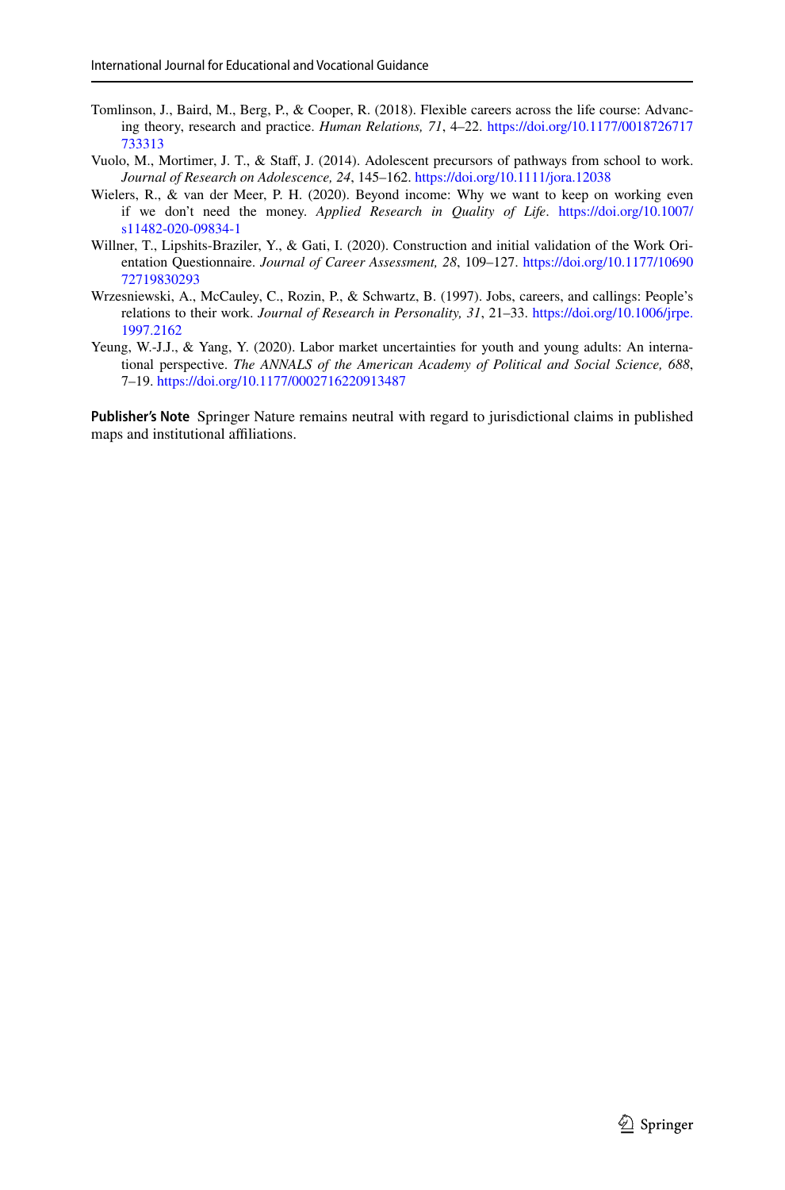Tomlinson, J., Baird, M., Berg, P., & Cooper, R. (2018). Flexible careers across the life course: Advancing theory, research and practice. *Human Relations, 71*, 4–22. https://doi.org/10.1177/0018726717733313

Vuolo, M., Mortimer, J. T., & Staff, J. (2014). Adolescent precursors of pathways from school to work. *Journal of Research on Adolescence, 24*, 145–162. https://doi.org/10.1111/jora.12038

Wielers, R., & van der Meer, P. H. (2020). Beyond income: Why we want to keep on working even if we don't need the money. *Applied Research in Quality of Life*. https://doi.org/10.1007/s11482-020-09834-1

Willner, T., Lipshits-Braziler, Y., & Gati, I. (2020). Construction and initial validation of the Work Orientation Questionnaire. *Journal of Career Assessment, 28*, 109–127. https://doi.org/10.1177/1069072719830293

Wrzesniewski, A., McCauley, C., Rozin, P., & Schwartz, B. (1997). Jobs, careers, and callings: People's relations to their work. *Journal of Research in Personality, 31*, 21–33. https://doi.org/10.1006/jrpe.1997.2162

Yeung, W.-J.J., & Yang, Y. (2020). Labor market uncertainties for youth and young adults: An international perspective. *The ANNALS of the American Academy of Political and Social Science, 688*, 7–19. https://doi.org/10.1177/0002716220913487

**Publisher's Note** Springer Nature remains neutral with regard to jurisdictional claims in published maps and institutional affiliations.